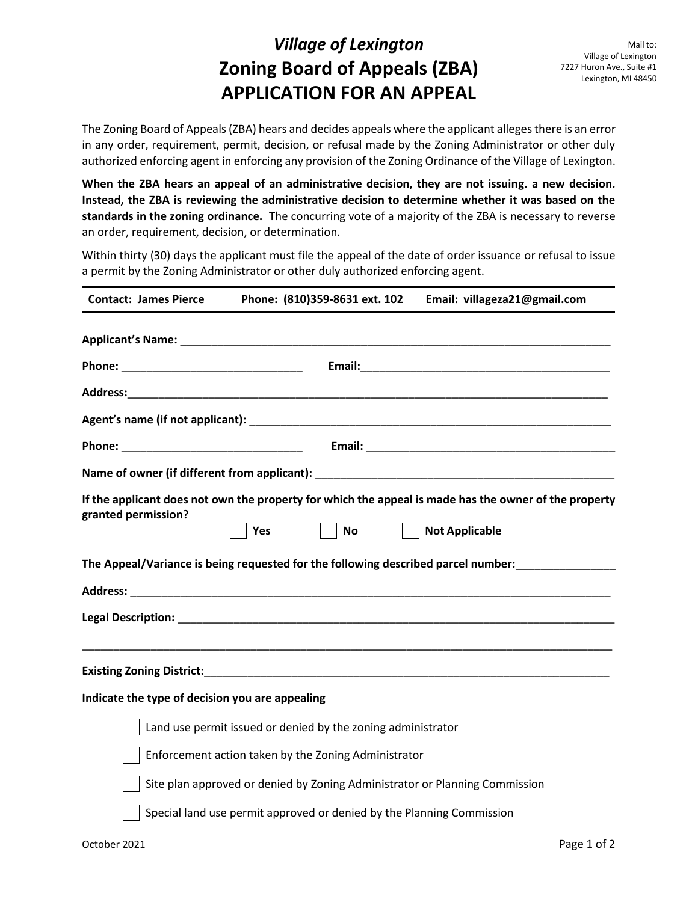Mail to:
Village of Lexington
7227 Huron Ave., Suite #1
Lexington, MI 48450

# *Village of Lexington*
# Zoning Board of Appeals (ZBA)
# APPLICATION FOR AN APPEAL

The Zoning Board of Appeals (ZBA) hears and decides appeals where the applicant alleges there is an error in any order, requirement, permit, decision, or refusal made by the Zoning Administrator or other duly authorized enforcing agent in enforcing any provision of the Zoning Ordinance of the Village of Lexington.

**When the ZBA hears an appeal of an administrative decision, they are not issuing. a new decision. Instead, the ZBA is reviewing the administrative decision to determine whether it was based on the standards in the zoning ordinance.** The concurring vote of a majority of the ZBA is necessary to reverse an order, requirement, decision, or determination.

Within thirty (30) days the applicant must file the appeal of the date of order issuance or refusal to issue a permit by the Zoning Administrator or other duly authorized enforcing agent.

**Contact: James Pierce** **Phone: (810)359-8631 ext. 102** **Email: villageza21@gmail.com**

**Applicant's Name:** ______________________________________________

**Phone:** ______________________ **Email:** ______________________

**Address:** ______________________________________________

**Agent's name (if not applicant):** ______________________________________________

**Phone:** ______________________ **Email:** ______________________

**Name of owner (if different from applicant):** ______________________________________________

**If the applicant does not own the property for which the appeal is made has the owner of the property granted permission?**

☐ **Yes** ☐ **No** ☐ **Not Applicable**

**The Appeal/Variance is being requested for the following described parcel number:** ______________

**Address:** ______________________________________________

**Legal Description:** ______________________________________________

______________________________________________

**Existing Zoning District:** ______________________________________________

**Indicate the type of decision you are appealing**

- ☐ Land use permit issued or denied by the zoning administrator
- ☐ Enforcement action taken by the Zoning Administrator
- ☐ Site plan approved or denied by Zoning Administrator or Planning Commission
- ☐ Special land use permit approved or denied by the Planning Commission

October 2021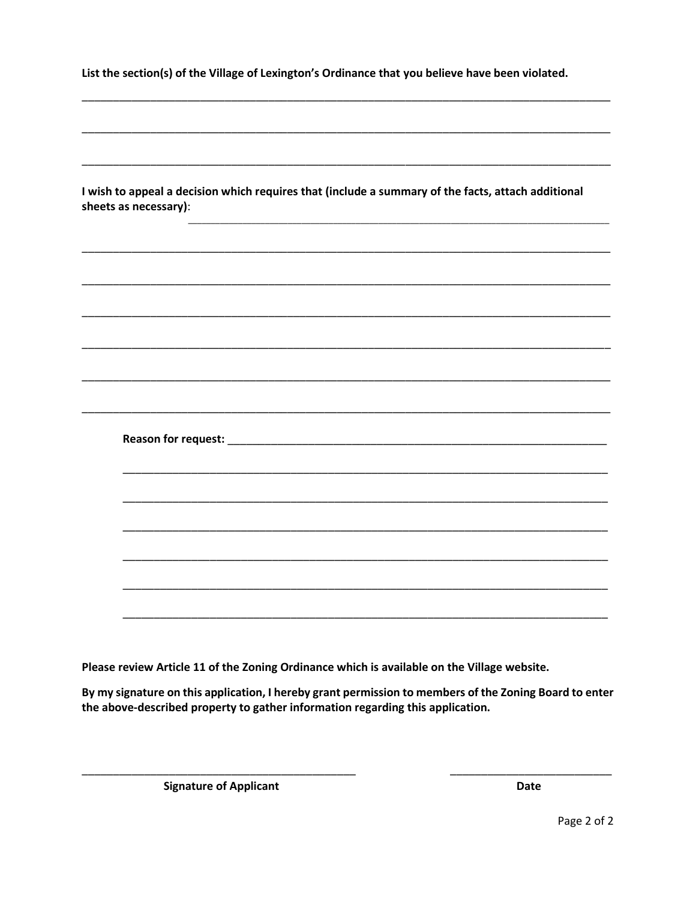**List the section(s) of the Village of Lexington's Ordinance that you believe have been violated.**

______________________________________________________________________________

______________________________________________________________________________

______________________________________________________________________________

**I wish to appeal a decision which requires that (include a summary of the facts, attach additional sheets as necessary)**: ______________________________________________________________

______________________________________________________________________________

______________________________________________________________________________

______________________________________________________________________________

______________________________________________________________________________

______________________________________________________________________________

______________________________________________________________________________

**Reason for request:** ______________________________________________________________

______________________________________________________________________________

______________________________________________________________________________

______________________________________________________________________________

______________________________________________________________________________

______________________________________________________________________________

______________________________________________________________________________

**Please review Article 11 of the Zoning Ordinance which is available on the Village website.**

**By my signature on this application, I hereby grant permission to members of the Zoning Board to enter the above-described property to gather information regarding this application.**

______________________________________________ ___________________________

**Signature of Applicant** **Date**